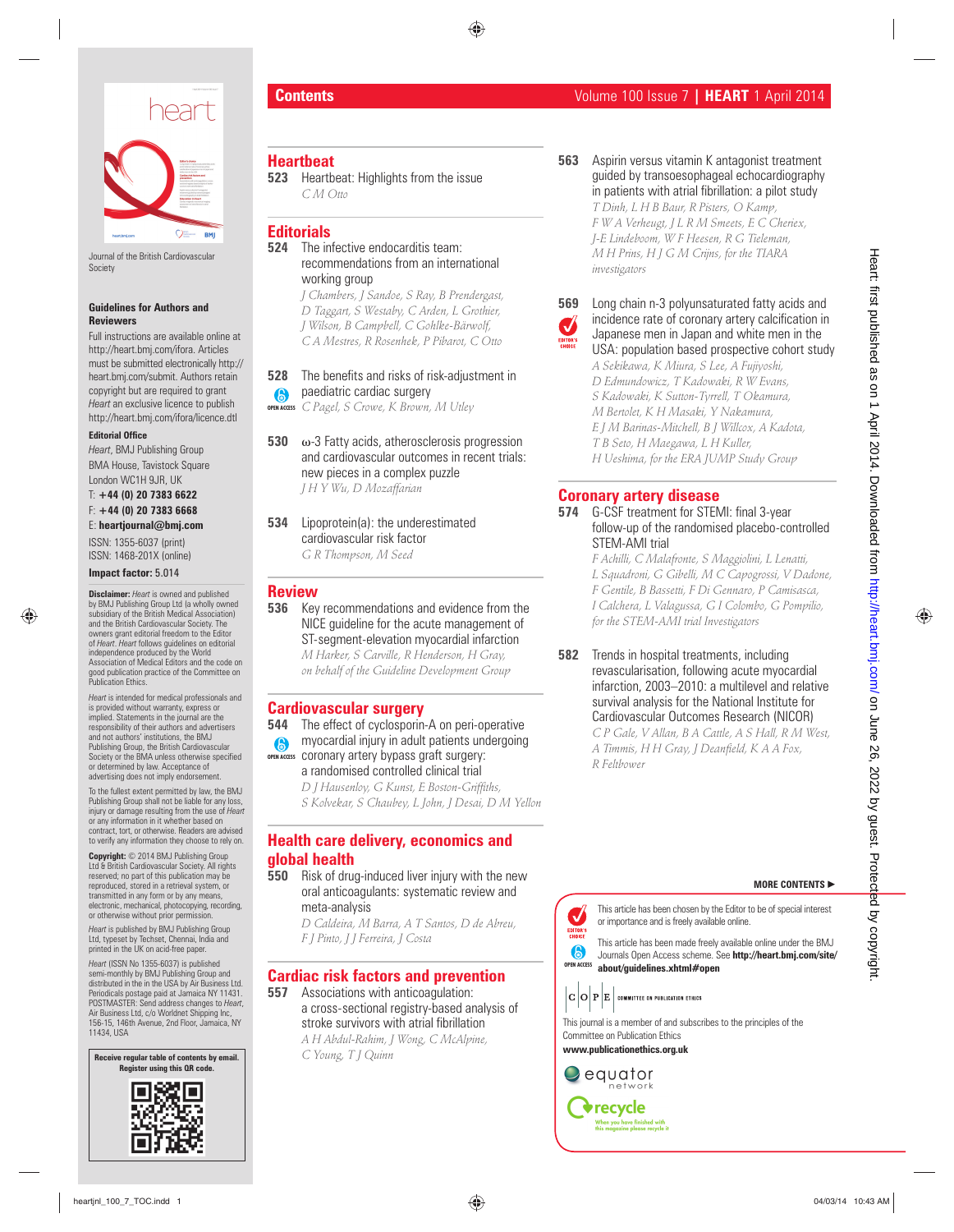# Contents

## Heartbeat

**523** Heartbeat: Highlights from the issue
*C M Otto*

## Editorials

**524** The infective endocarditis team: recommendations from an international working group
*J Chambers, J Sandoe, S Ray, B Prendergast, D Taggart, S Westaby, C Arden, L Grothier, J Wilson, B Campbell, C Gohlke-Bärwolf, C A Mestres, R Rosenhek, P Pibarot, C Otto*

**528** The benefits and risks of risk-adjustment in paediatric cardiac surgery (OPEN ACCESS)
*C Pagel, S Crowe, K Brown, M Utley*

**530** ω-3 Fatty acids, atherosclerosis progression and cardiovascular outcomes in recent trials: new pieces in a complex puzzle
*J H Y Wu, D Mozaffarian*

**534** Lipoprotein(a): the underestimated cardiovascular risk factor
*G R Thompson, M Seed*

## Review

**536** Key recommendations and evidence from the NICE guideline for the acute management of ST-segment-elevation myocardial infarction
*M Harker, S Carville, R Henderson, H Gray, on behalf of the Guideline Development Group*

## Cardiovascular surgery

**544** The effect of cyclosporin-A on peri-operative myocardial injury in adult patients undergoing coronary artery bypass graft surgery: a randomised controlled clinical trial (OPEN ACCESS)
*D J Hausenloy, G Kunst, E Boston-Griffiths, S Kolvekar, S Chaubey, L John, J Desai, D M Yellon*

## Health care delivery, economics and global health

**550** Risk of drug-induced liver injury with the new oral anticoagulants: systematic review and meta-analysis
*D Caldeira, M Barra, A T Santos, D de Abreu, F J Pinto, J J Ferreira, J Costa*

## Cardiac risk factors and prevention

**557** Associations with anticoagulation: a cross-sectional registry-based analysis of stroke survivors with atrial fibrillation
*A H Abdul-Rahim, J Wong, C McAlpine, C Young, T J Quinn*

**563** Aspirin versus vitamin K antagonist treatment guided by transoesophageal echocardiography in patients with atrial fibrillation: a pilot study
*T Dinh, L H B Baur, R Pisters, O Kamp, F W A Verheugt, J L R M Smeets, E C Cheriex, J-E Lindeboom, W F Heesen, R G Tieleman, M H Prins, H J G M Crijns, for the TIARA investigators*

**569** Long chain n-3 polyunsaturated fatty acids and incidence rate of coronary artery calcification in Japanese men in Japan and white men in the USA: population based prospective cohort study (EDITOR'S CHOICE)
*A Sekikawa, K Miura, S Lee, A Fujiyoshi, D Edmundowicz, T Kadowaki, R W Evans, S Kadowaki, K Sutton-Tyrrell, T Okamura, M Bertolet, K H Masaki, Y Nakamura, E J M Barinas-Mitchell, B J Willcox, A Kadota, T B Seto, H Maegawa, L H Kuller, H Ueshima, for the ERA JUMP Study Group*

## Coronary artery disease

**574** G-CSF treatment for STEMI: final 3-year follow-up of the randomised placebo-controlled STEM-AMI trial
*F Achilli, C Malafronte, S Maggiolini, L Lenatti, L Squadroni, G Gibelli, M C Capogrossi, V Dadone, F Gentile, B Bassetti, F Di Gennaro, P Camisasca, I Calchera, L Valagussa, G I Colombo, G Pompilio, for the STEM-AMI trial Investigators*

**582** Trends in hospital treatments, including revascularisation, following acute myocardial infarction, 2003–2010: a multilevel and relative survival analysis for the National Institute for Cardiovascular Outcomes Research (NICOR)
*C P Gale, V Allan, B A Cattle, A S Hall, R M West, A Timmis, H H Gray, J Deanfield, K A A Fox, R Feltbower*

**MORE CONTENTS ►**

EDITOR'S CHOICE: This article has been chosen by the Editor to be of special interest or importance and is freely available online.

OPEN ACCESS: This article has been made freely available online under the BMJ Journals Open Access scheme. See **http://heart.bmj.com/site/about/guidelines.xhtml#open**

COPE — Committee on Publication Ethics

This journal is a member of and subscribes to the principles of the Committee on Publication Ethics
**www.publicationethics.org.uk**

equator network

recycle — When you have finished with this magazine please recycle it

---

Journal of the British Cardiovascular Society

### Guidelines for Authors and Reviewers

Full instructions are available online at http://heart.bmj.com/ifora. Articles must be submitted electronically http://heart.bmj.com/submit. Authors retain copyright but are required to grant *Heart* an exclusive licence to publish http://heart.bmj.com/ifora/licence.dtl

**Editorial Office**

*Heart*, BMJ Publishing Group
BMA House, Tavistock Square
London WC1H 9JR, UK
T: **+44 (0) 20 7383 6622**
F: **+44 (0) 20 7383 6668**
E: **heartjournal@bmj.com**

ISSN: 1355-6037 (print)
ISSN: 1468-201X (online)

**Impact factor:** 5.014

**Disclaimer:** *Heart* is owned and published by BMJ Publishing Group Ltd (a wholly owned subsidiary of the British Medical Association) and the British Cardiovascular Society. The owners grant editorial freedom to the Editor of *Heart*. *Heart* follows guidelines on editorial independence produced by the World Association of Medical Editors and the code on good publication practice of the Committee on Publication Ethics.

*Heart* is intended for medical professionals and is provided without warranty, express or implied. Statements in the journal are the responsibility of their authors and advertisers and not authors' institutions, the BMJ Publishing Group, the British Cardiovascular Society or the BMA unless otherwise specified or determined by law. Acceptance of advertising does not imply endorsement.

To the fullest extent permitted by law, the BMJ Publishing Group shall not be liable for any loss, injury or damage resulting from the use of *Heart* or any information in it whether based on contract, tort, or otherwise. Readers are advised to verify any information they choose to rely on.

**Copyright:** © 2014 BMJ Publishing Group Ltd & British Cardiovascular Society. All rights reserved; no part of this publication may be reproduced, stored in a retrieval system, or transmitted in any form or by any means, electronic, mechanical, photocopying, recording, or otherwise without prior permission.

*Heart* is published by BMJ Publishing Group Ltd, typeset by Techset, Chennai, India and printed in the UK on acid-free paper.

*Heart* (ISSN No 1355-6037) is published semi-monthly by BMJ Publishing Group and distributed in the in the USA by Air Business Ltd. Periodicals postage paid at Jamaica NY 11431. POSTMASTER: Send address changes to *Heart*, Air Business Ltd, c/o Worldnet Shipping Inc, 156-15, 146th Avenue, 2nd Floor, Jamaica, NY 11434, USA

**Receive regular table of contents by email. Register using this QR code.**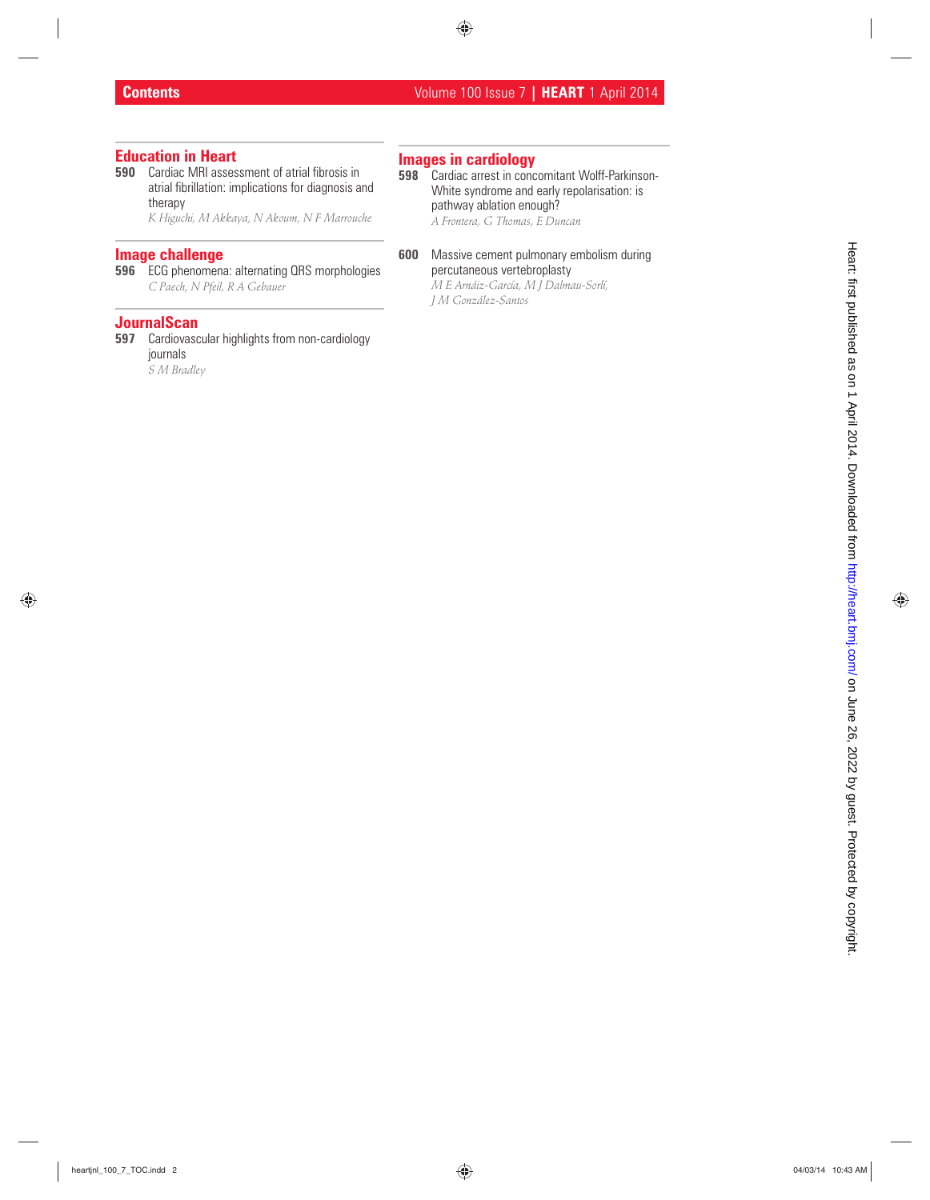## Education in Heart

**590** Cardiac MRI assessment of atrial fibrosis in atrial fibrillation: implications for diagnosis and therapy
*K Higuchi, M Akkaya, N Akoum, N F Marrouche*

## Image challenge

**596** ECG phenomena: alternating QRS morphologies
*C Paech, N Pfeil, R A Gebauer*

## JournalScan

**597** Cardiovascular highlights from non-cardiology journals
*S M Bradley*

## Images in cardiology

**598** Cardiac arrest in concomitant Wolff-Parkinson-White syndrome and early repolarisation: is pathway ablation enough?
*A Frontera, G Thomas, E Duncan*

**600** Massive cement pulmonary embolism during percutaneous vertebroplasty
*M E Arnáiz-García, M J Dalmau-Sorlí, J M González-Santos*